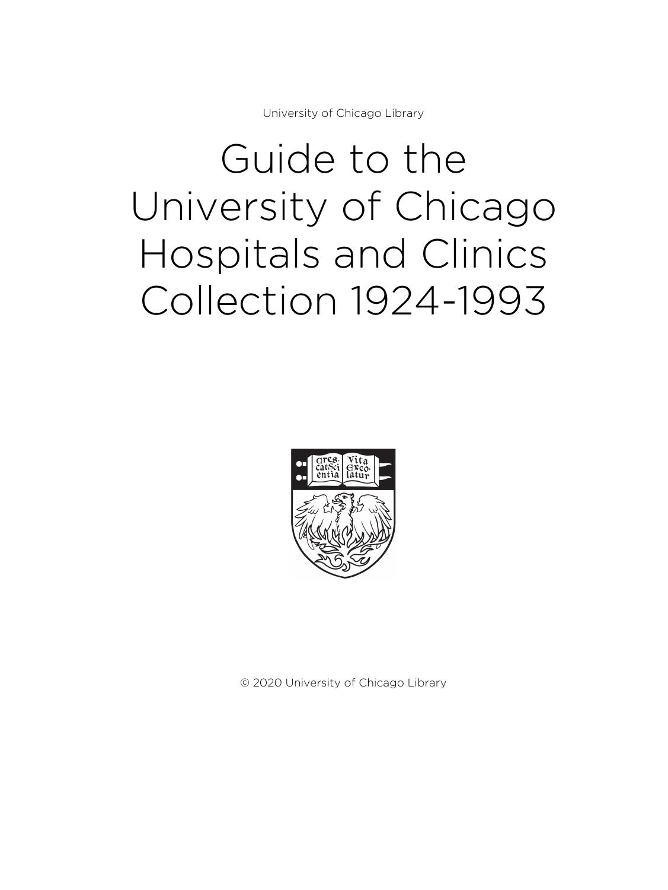University of Chicago Library

# Guide to the University of Chicago Hospitals and Clinics Collection 1924-1993

© 2020 University of Chicago Library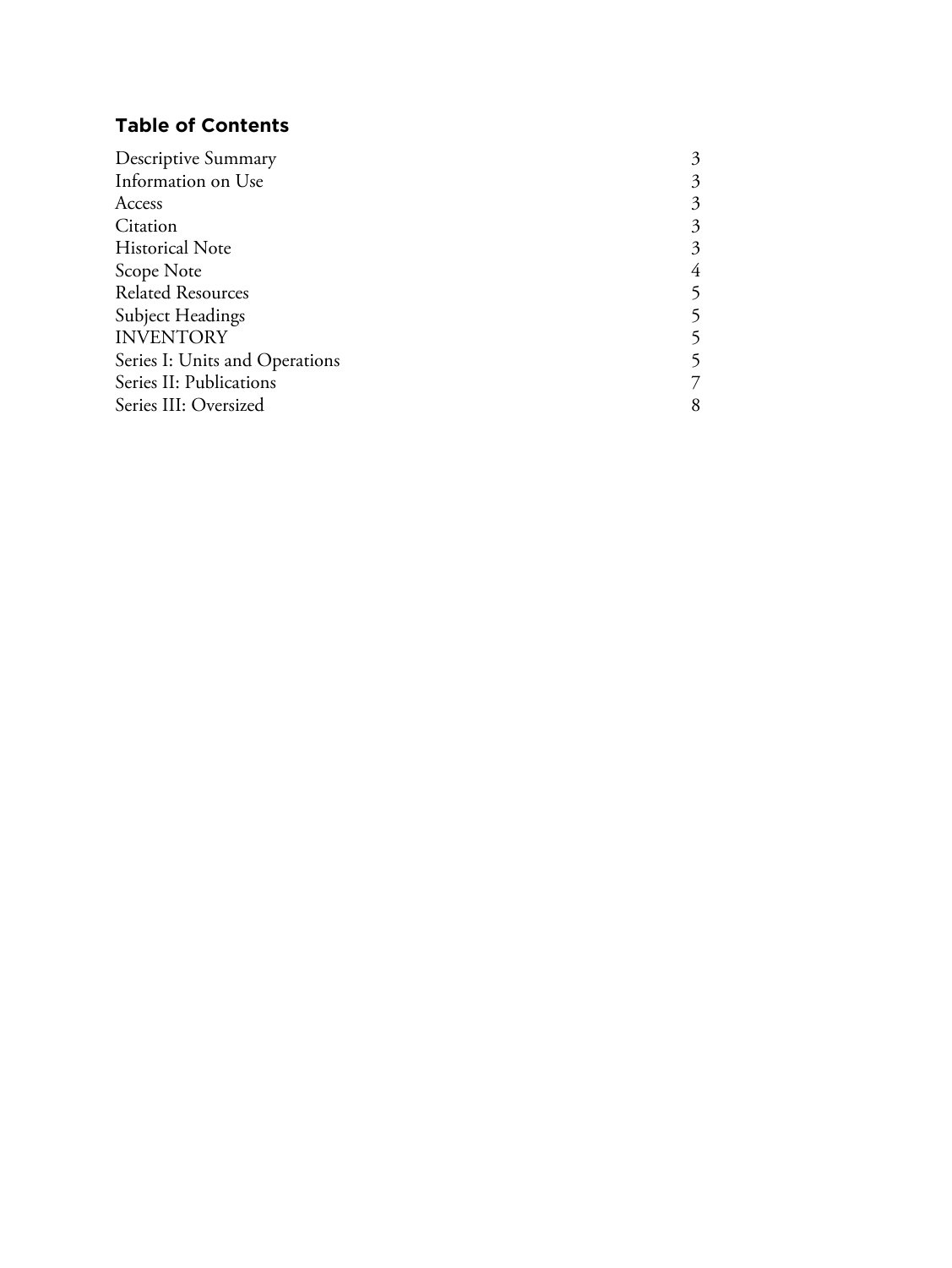## Table of Contents

| | |
|---|---|
| Descriptive Summary | 3 |
| Information on Use | 3 |
| Access | 3 |
| Citation | 3 |
| Historical Note | 3 |
| Scope Note | 4 |
| Related Resources | 5 |
| Subject Headings | 5 |
| INVENTORY | 5 |
| Series I: Units and Operations | 5 |
| Series II: Publications | 7 |
| Series III: Oversized | 8 |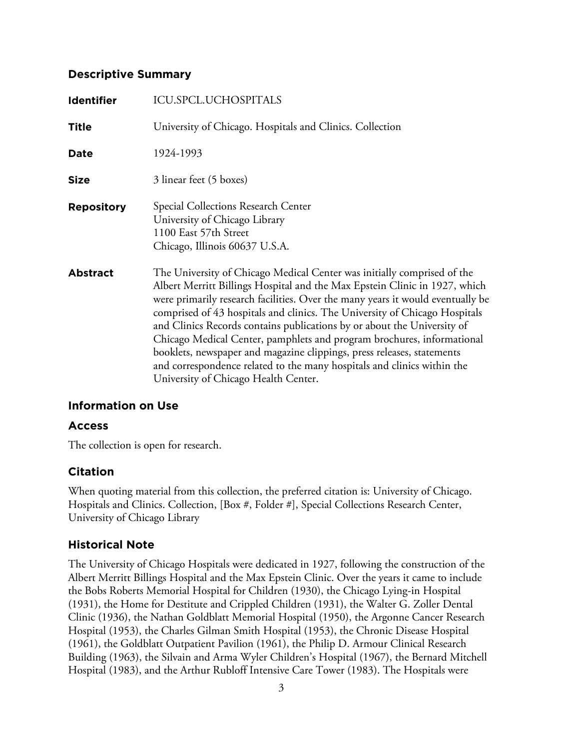## Descriptive Summary

| | |
|---|---|
| **Identifier** | ICU.SPCL.UCHOSPITALS |
| **Title** | University of Chicago. Hospitals and Clinics. Collection |
| **Date** | 1924-1993 |
| **Size** | 3 linear feet (5 boxes) |
| **Repository** | Special Collections Research Center<br>University of Chicago Library<br>1100 East 57th Street<br>Chicago, Illinois 60637 U.S.A. |
| **Abstract** | The University of Chicago Medical Center was initially comprised of the Albert Merritt Billings Hospital and the Max Epstein Clinic in 1927, which were primarily research facilities. Over the many years it would eventually be comprised of 43 hospitals and clinics. The University of Chicago Hospitals and Clinics Records contains publications by or about the University of Chicago Medical Center, pamphlets and program brochures, informational booklets, newspaper and magazine clippings, press releases, statements and correspondence related to the many hospitals and clinics within the University of Chicago Health Center. |

## Information on Use

### Access

The collection is open for research.

### Citation

When quoting material from this collection, the preferred citation is: University of Chicago. Hospitals and Clinics. Collection, [Box #, Folder #], Special Collections Research Center, University of Chicago Library

## Historical Note

The University of Chicago Hospitals were dedicated in 1927, following the construction of the Albert Merritt Billings Hospital and the Max Epstein Clinic. Over the years it came to include the Bobs Roberts Memorial Hospital for Children (1930), the Chicago Lying-in Hospital (1931), the Home for Destitute and Crippled Children (1931), the Walter G. Zoller Dental Clinic (1936), the Nathan Goldblatt Memorial Hospital (1950), the Argonne Cancer Research Hospital (1953), the Charles Gilman Smith Hospital (1953), the Chronic Disease Hospital (1961), the Goldblatt Outpatient Pavilion (1961), the Philip D. Armour Clinical Research Building (1963), the Silvain and Arma Wyler Children's Hospital (1967), the Bernard Mitchell Hospital (1983), and the Arthur Rubloff Intensive Care Tower (1983). The Hospitals were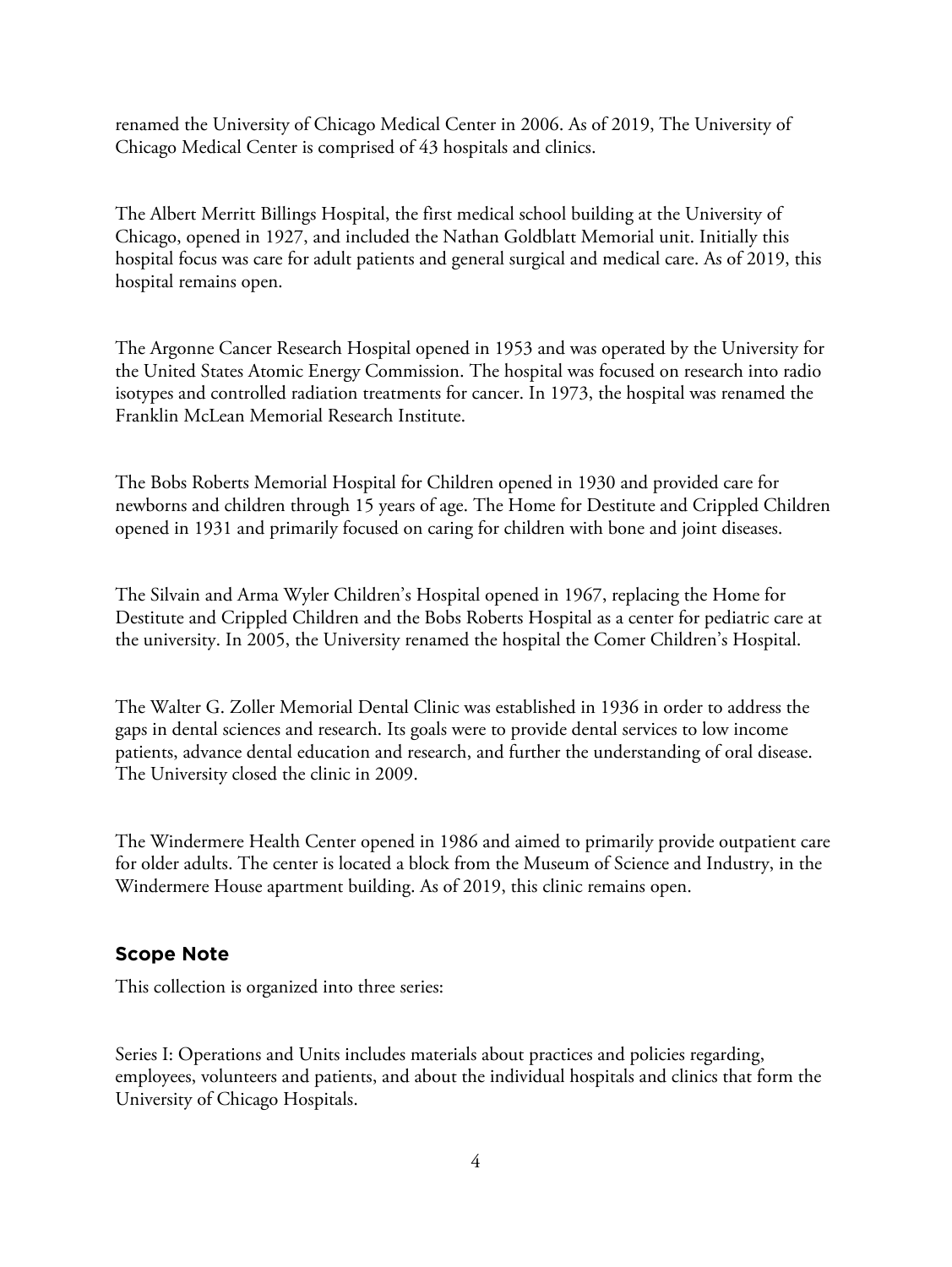renamed the University of Chicago Medical Center in 2006. As of 2019, The University of Chicago Medical Center is comprised of 43 hospitals and clinics.

The Albert Merritt Billings Hospital, the first medical school building at the University of Chicago, opened in 1927, and included the Nathan Goldblatt Memorial unit. Initially this hospital focus was care for adult patients and general surgical and medical care. As of 2019, this hospital remains open.

The Argonne Cancer Research Hospital opened in 1953 and was operated by the University for the United States Atomic Energy Commission. The hospital was focused on research into radio isotypes and controlled radiation treatments for cancer. In 1973, the hospital was renamed the Franklin McLean Memorial Research Institute.

The Bobs Roberts Memorial Hospital for Children opened in 1930 and provided care for newborns and children through 15 years of age. The Home for Destitute and Crippled Children opened in 1931 and primarily focused on caring for children with bone and joint diseases.

The Silvain and Arma Wyler Children's Hospital opened in 1967, replacing the Home for Destitute and Crippled Children and the Bobs Roberts Hospital as a center for pediatric care at the university. In 2005, the University renamed the hospital the Comer Children's Hospital.

The Walter G. Zoller Memorial Dental Clinic was established in 1936 in order to address the gaps in dental sciences and research. Its goals were to provide dental services to low income patients, advance dental education and research, and further the understanding of oral disease. The University closed the clinic in 2009.

The Windermere Health Center opened in 1986 and aimed to primarily provide outpatient care for older adults. The center is located a block from the Museum of Science and Industry, in the Windermere House apartment building. As of 2019, this clinic remains open.

## Scope Note

This collection is organized into three series:

Series I: Operations and Units includes materials about practices and policies regarding, employees, volunteers and patients, and about the individual hospitals and clinics that form the University of Chicago Hospitals.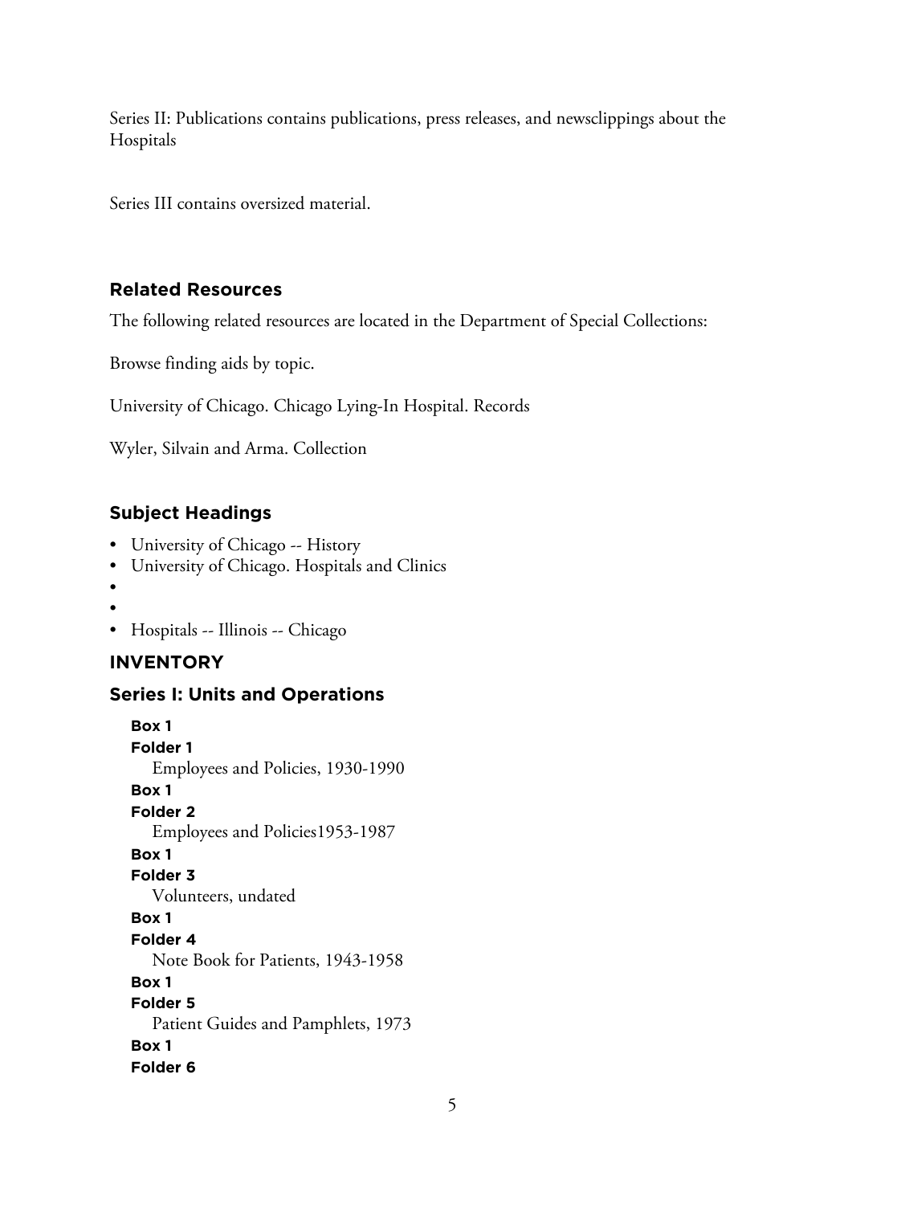Series II: Publications contains publications, press releases, and newsclippings about the Hospitals

Series III contains oversized material.

## Related Resources

The following related resources are located in the Department of Special Collections:

Browse finding aids by topic.

University of Chicago. Chicago Lying-In Hospital. Records

Wyler, Silvain and Arma. Collection

## Subject Headings

- University of Chicago -- History
- University of Chicago. Hospitals and Clinics
- 
- 
- Hospitals -- Illinois -- Chicago

## INVENTORY

### Series I: Units and Operations

**Box 1**
**Folder 1**
Employees and Policies, 1930-1990

**Box 1**
**Folder 2**
Employees and Policies1953-1987

**Box 1**
**Folder 3**
Volunteers, undated

**Box 1**
**Folder 4**
Note Book for Patients, 1943-1958

**Box 1**
**Folder 5**
Patient Guides and Pamphlets, 1973

**Box 1**
**Folder 6**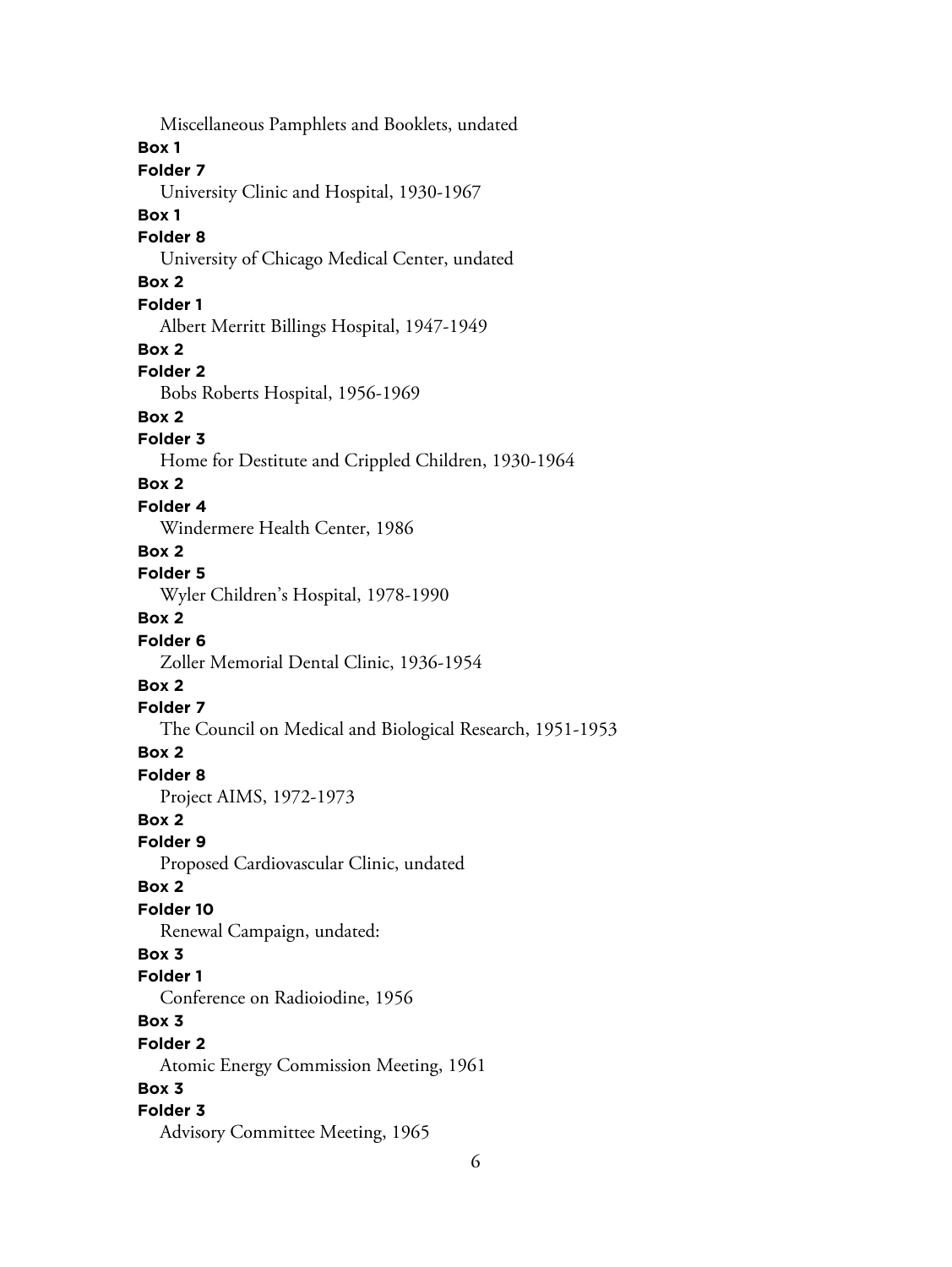Miscellaneous Pamphlets and Booklets, undated

**Box 1**

**Folder 7**

University Clinic and Hospital, 1930-1967

**Box 1**

**Folder 8**

University of Chicago Medical Center, undated

**Box 2**

**Folder 1**

Albert Merritt Billings Hospital, 1947-1949

**Box 2**

**Folder 2**

Bobs Roberts Hospital, 1956-1969

**Box 2**

**Folder 3**

Home for Destitute and Crippled Children, 1930-1964

**Box 2**

**Folder 4**

Windermere Health Center, 1986

**Box 2**

**Folder 5**

Wyler Children's Hospital, 1978-1990

**Box 2**

**Folder 6**

Zoller Memorial Dental Clinic, 1936-1954

**Box 2**

**Folder 7**

The Council on Medical and Biological Research, 1951-1953

**Box 2**

**Folder 8**

Project AIMS, 1972-1973

**Box 2**

**Folder 9**

Proposed Cardiovascular Clinic, undated

**Box 2**

**Folder 10**

Renewal Campaign, undated:

**Box 3**

**Folder 1**

Conference on Radioiodine, 1956

**Box 3**

**Folder 2**

Atomic Energy Commission Meeting, 1961

**Box 3**

**Folder 3**

Advisory Committee Meeting, 1965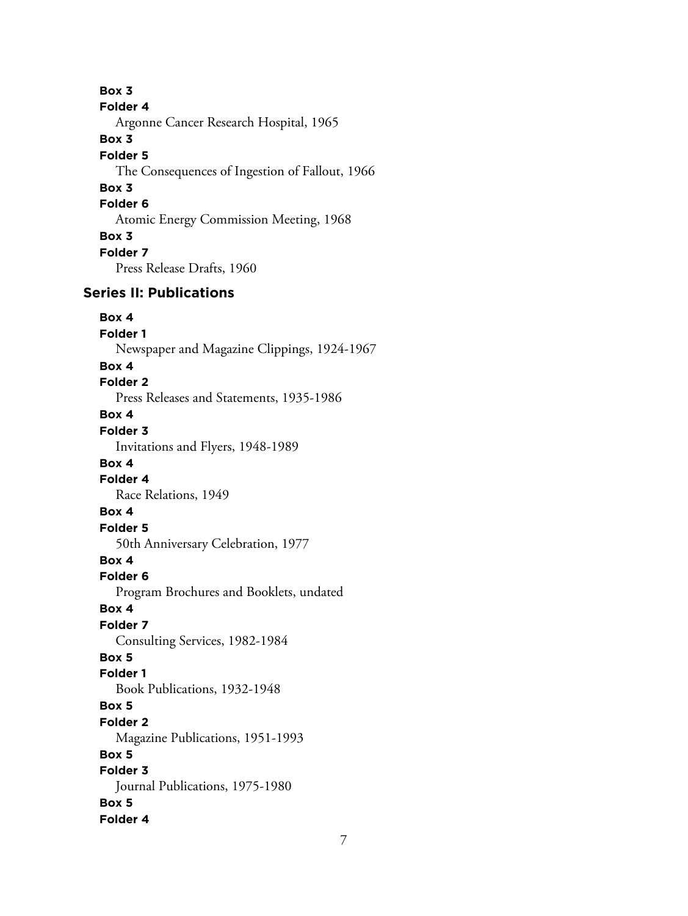**Box 3**
**Folder 4**
Argonne Cancer Research Hospital, 1965

**Box 3**
**Folder 5**
The Consequences of Ingestion of Fallout, 1966

**Box 3**
**Folder 6**
Atomic Energy Commission Meeting, 1968

**Box 3**
**Folder 7**
Press Release Drafts, 1960

## Series II: Publications

**Box 4**
**Folder 1**
Newspaper and Magazine Clippings, 1924-1967

**Box 4**
**Folder 2**
Press Releases and Statements, 1935-1986

**Box 4**
**Folder 3**
Invitations and Flyers, 1948-1989

**Box 4**
**Folder 4**
Race Relations, 1949

**Box 4**
**Folder 5**
50th Anniversary Celebration, 1977

**Box 4**
**Folder 6**
Program Brochures and Booklets, undated

**Box 4**
**Folder 7**
Consulting Services, 1982-1984

**Box 5**
**Folder 1**
Book Publications, 1932-1948

**Box 5**
**Folder 2**
Magazine Publications, 1951-1993

**Box 5**
**Folder 3**
Journal Publications, 1975-1980

**Box 5**
**Folder 4**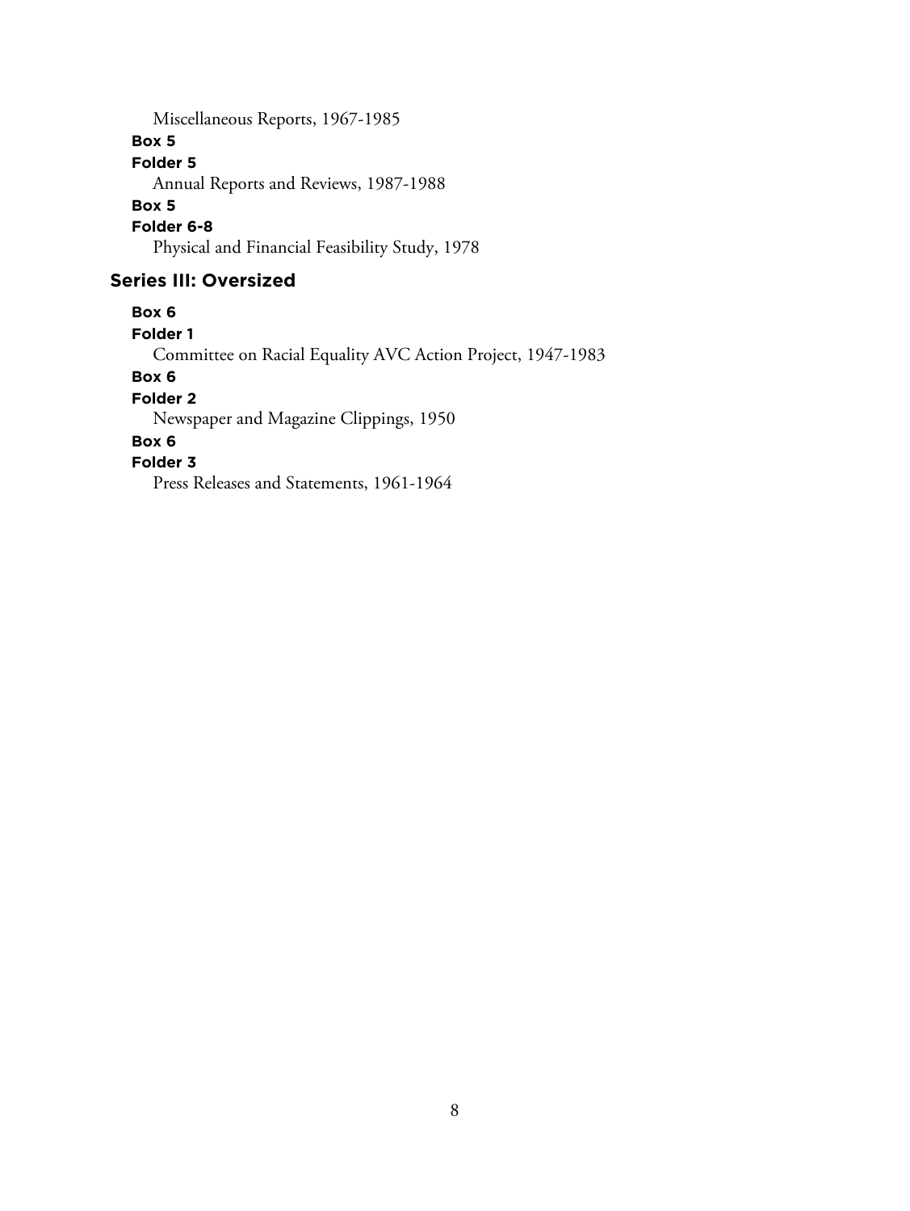Miscellaneous Reports, 1967-1985

**Box 5**

**Folder 5**

Annual Reports and Reviews, 1987-1988

**Box 5**

**Folder 6-8**

Physical and Financial Feasibility Study, 1978

## Series III: Oversized

**Box 6**

**Folder 1**

Committee on Racial Equality AVC Action Project, 1947-1983

**Box 6**

**Folder 2**

Newspaper and Magazine Clippings, 1950

**Box 6**

**Folder 3**

Press Releases and Statements, 1961-1964